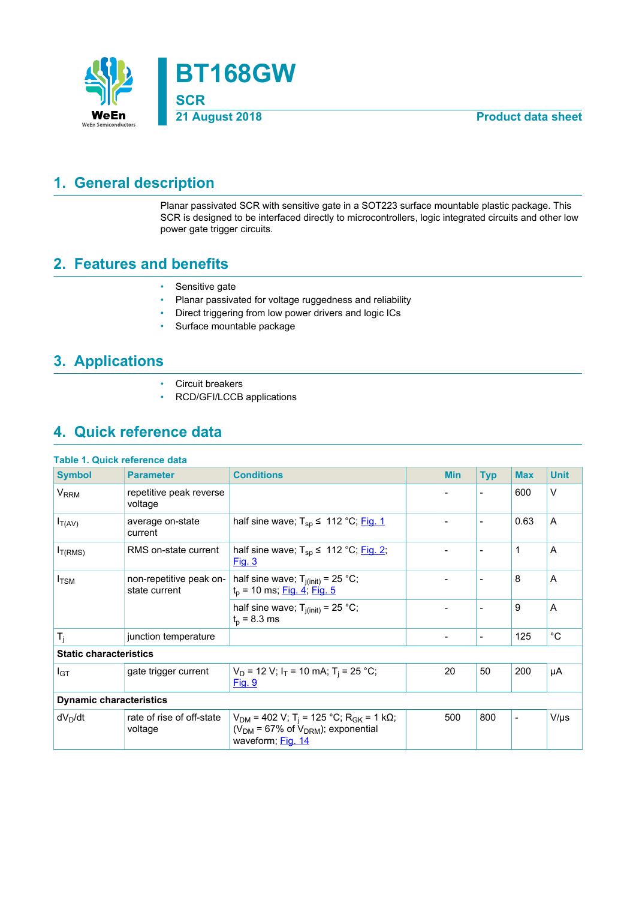# BT168GW

## SCR

21 August 2018 Product data sheet

## 1. General description

Planar passivated SCR with sensitive gate in a SOT223 surface mountable plastic package. This SCR is designed to be interfaced directly to microcontrollers, logic integrated circuits and other low power gate trigger circuits.

## 2. Features and benefits

- Sensitive gate
- Planar passivated for voltage ruggedness and reliability
- Direct triggering from low power drivers and logic ICs
- Surface mountable package

## 3. Applications

- Circuit breakers
- RCD/GFI/LCCB applications

## 4. Quick reference data

**Table 1. Quick reference data**

| Symbol | Parameter | Conditions | Min | Typ | Max | Unit |
|---|---|---|---|---|---|---|
| $V_{RRM}$ | repetitive peak reverse voltage | | - | - | 600 | V |
| $I_{T(AV)}$ | average on-state current | half sine wave; $T_{sp} \leq$ 112 °C; Fig. 1 | - | - | 0.63 | A |
| $I_{T(RMS)}$ | RMS on-state current | half sine wave; $T_{sp} \leq$ 112 °C; Fig. 2; Fig. 3 | - | - | 1 | A |
| $I_{TSM}$ | non-repetitive peak on-state current | half sine wave; $T_{j(init)}$ = 25 °C; $t_p$ = 10 ms; Fig. 4; Fig. 5 | - | - | 8 | A |
| | | half sine wave; $T_{j(init)}$ = 25 °C; $t_p$ = 8.3 ms | - | - | 9 | A |
| $T_j$ | junction temperature | | - | - | 125 | °C |
| **Static characteristics** | | | | | | |
| $I_{GT}$ | gate trigger current | $V_D$ = 12 V; $I_T$ = 10 mA; $T_j$ = 25 °C; Fig. 9 | 20 | 50 | 200 | µA |
| **Dynamic characteristics** | | | | | | |
| $dV_D/dt$ | rate of rise of off-state voltage | $V_{DM}$ = 402 V; $T_j$ = 125 °C; $R_{GK}$ = 1 kΩ; ($V_{DM}$ = 67% of $V_{DRM}$); exponential waveform; Fig. 14 | 500 | 800 | - | V/µs |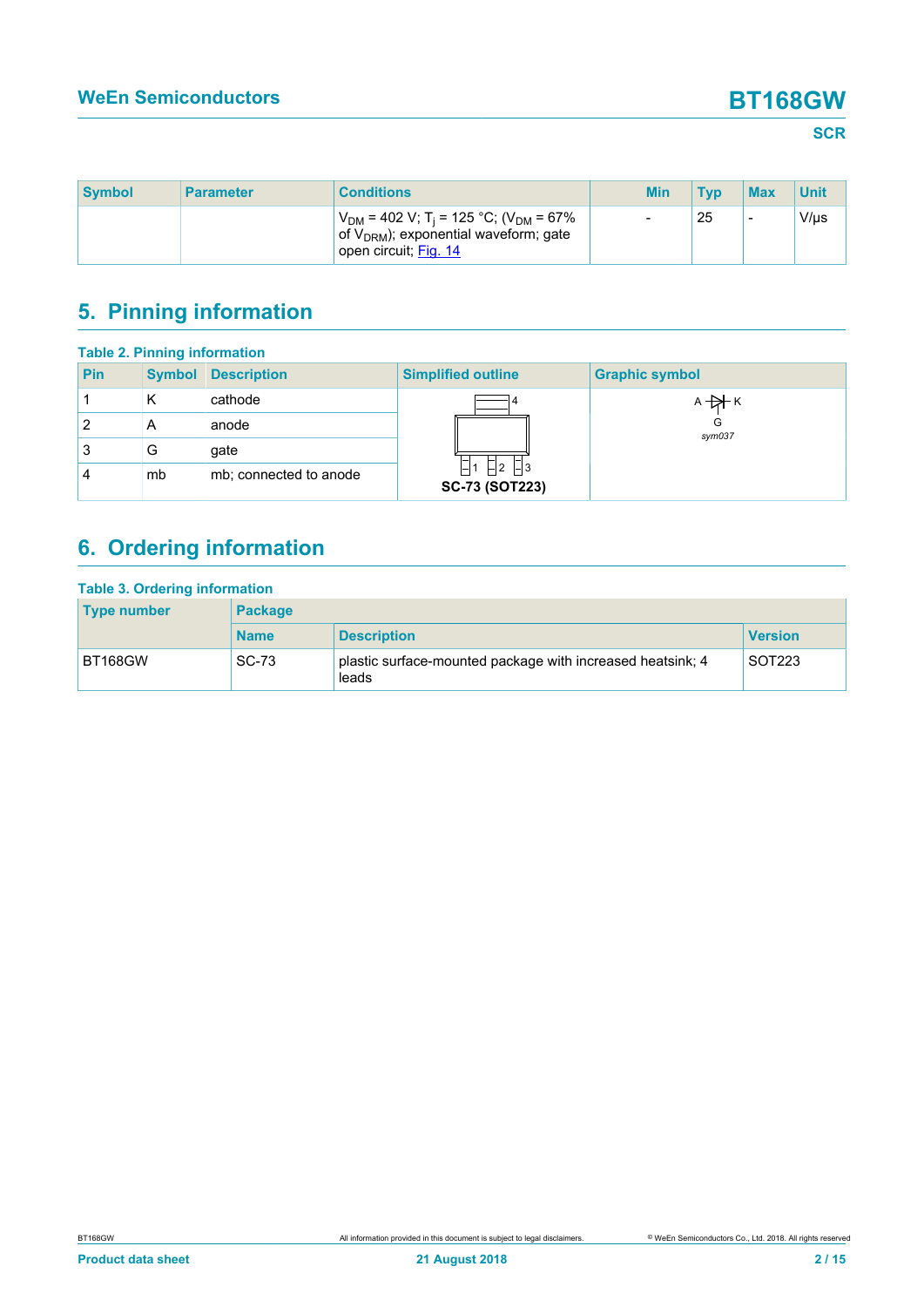| Symbol | Parameter | Conditions | Min | Typ | Max | Unit |
|---|---|---|---|---|---|---|
| | | $V_{DM}$ = 402 V; $T_j$ = 125 °C; ($V_{DM}$ = 67% of $V_{DRM}$); exponential waveform; gate open circuit; Fig. 14 | - | 25 | - | V/µs |

## 5. Pinning information

**Table 2. Pinning information**

| Pin | Symbol | Description | Simplified outline | Graphic symbol |
|---|---|---|---|---|
| 1 | K | cathode | SC-73 (SOT223) | sym037 |
| 2 | A | anode | | |
| 3 | G | gate | | |
| 4 | mb | mb; connected to anode | | |

## 6. Ordering information

**Table 3. Ordering information**

| Type number | Package | | |
|---|---|---|---|
| | Name | Description | Version |
| BT168GW | SC-73 | plastic surface-mounted package with increased heatsink; 4 leads | SOT223 |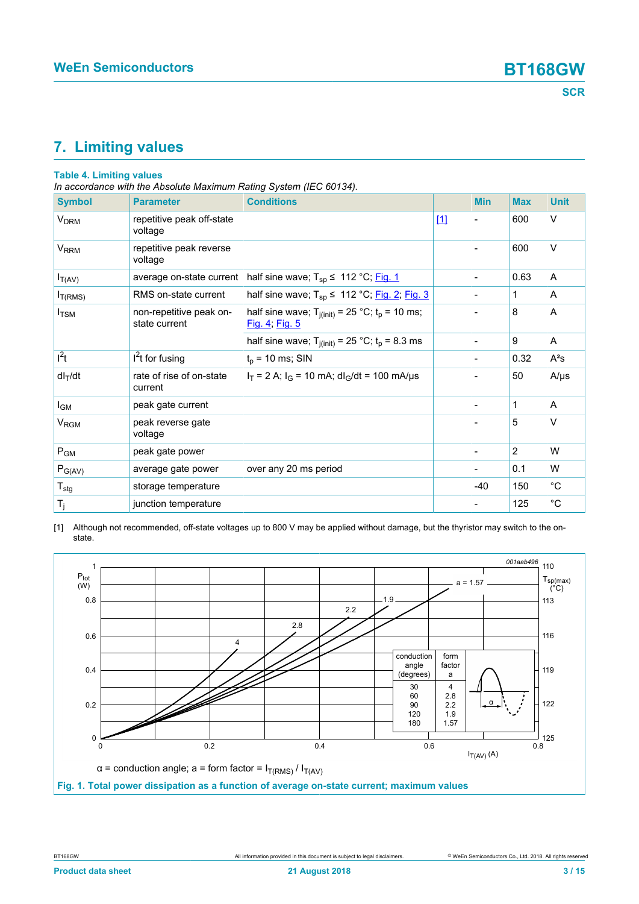## 7. Limiting values

**Table 4. Limiting values**

*In accordance with the Absolute Maximum Rating System (IEC 60134).*

| Symbol | Parameter | Conditions | | Min | Max | Unit |
|---|---|---|---|---|---|---|
| $V_{DRM}$ | repetitive peak off-state voltage | | [1] | - | 600 | V |
| $V_{RRM}$ | repetitive peak reverse voltage | | | - | 600 | V |
| $I_{T(AV)}$ | average on-state current | half sine wave; $T_{sp} \leq$ 112 °C; Fig. 1 | | - | 0.63 | A |
| $I_{T(RMS)}$ | RMS on-state current | half sine wave; $T_{sp} \leq$ 112 °C; Fig. 2; Fig. 3 | | - | 1 | A |
| $I_{TSM}$ | non-repetitive peak on-state current | half sine wave; $T_{j(init)}$ = 25 °C; $t_p$ = 10 ms; Fig. 4; Fig. 5 | | - | 8 | A |
| | | half sine wave; $T_{j(init)}$ = 25 °C; $t_p$ = 8.3 ms | | - | 9 | A |
| $I^2t$ | $I^2t$ for fusing | $t_p$ = 10 ms; SIN | | - | 0.32 | A²s |
| $dI_T/dt$ | rate of rise of on-state current | $I_T$ = 2 A; $I_G$ = 10 mA; $dI_G/dt$ = 100 mA/µs | | - | 50 | A/µs |
| $I_{GM}$ | peak gate current | | | - | 1 | A |
| $V_{RGM}$ | peak reverse gate voltage | | | - | 5 | V |
| $P_{GM}$ | peak gate power | | | - | 2 | W |
| $P_{G(AV)}$ | average gate power | over any 20 ms period | | - | 0.1 | W |
| $T_{stg}$ | storage temperature | | | -40 | 150 | °C |
| $T_j$ | junction temperature | | | - | 125 | °C |

[1] Although not recommended, off-state voltages up to 800 V may be applied without damage, but the thyristor may switch to the on-state.

α = conduction angle; a = form factor = $I_{T(RMS)}$ / $I_{T(AV)}$

**Fig. 1. Total power dissipation as a function of average on-state current; maximum values**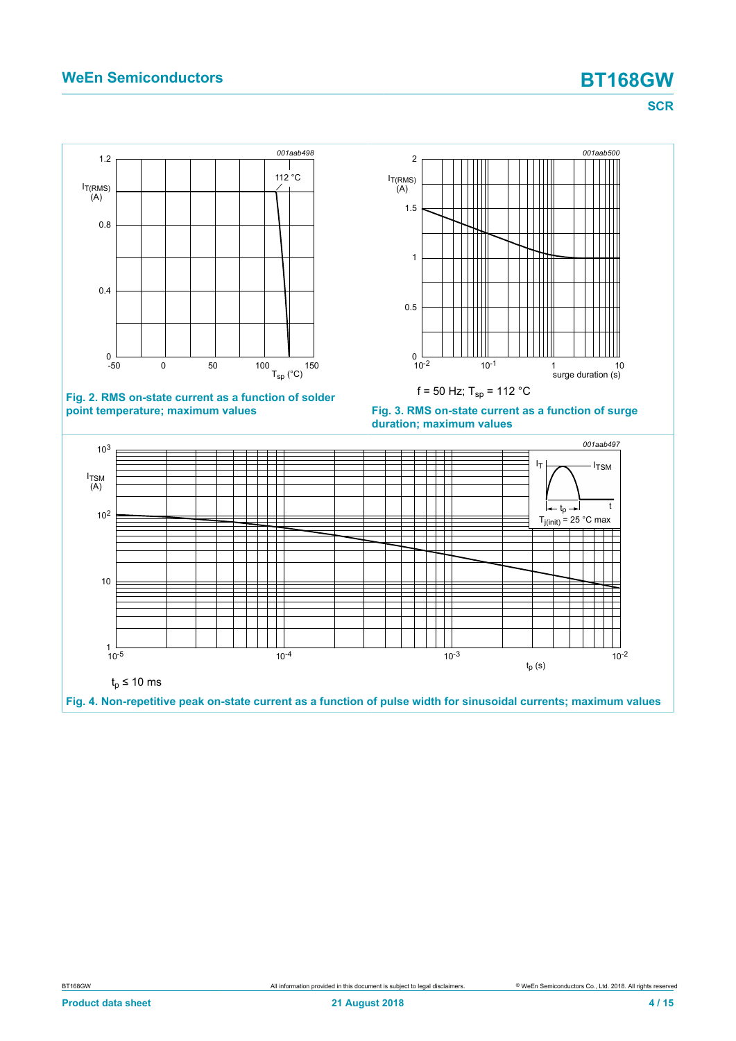$f = 50\ Hz$; $T_{sp} = 112\ °C$

**Fig. 2. RMS on-state current as a function of solder point temperature; maximum values**

**Fig. 3. RMS on-state current as a function of surge duration; maximum values**

$t_p \leq 10\ ms$

**Fig. 4. Non-repetitive peak on-state current as a function of pulse width for sinusoidal currents; maximum values**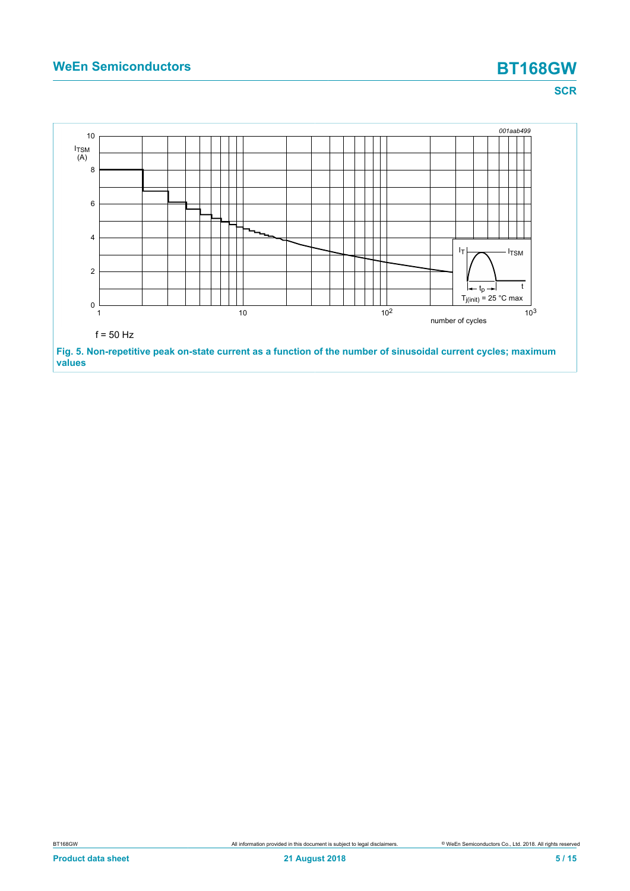f = 50 Hz

**Fig. 5. Non-repetitive peak on-state current as a function of the number of sinusoidal current cycles; maximum values**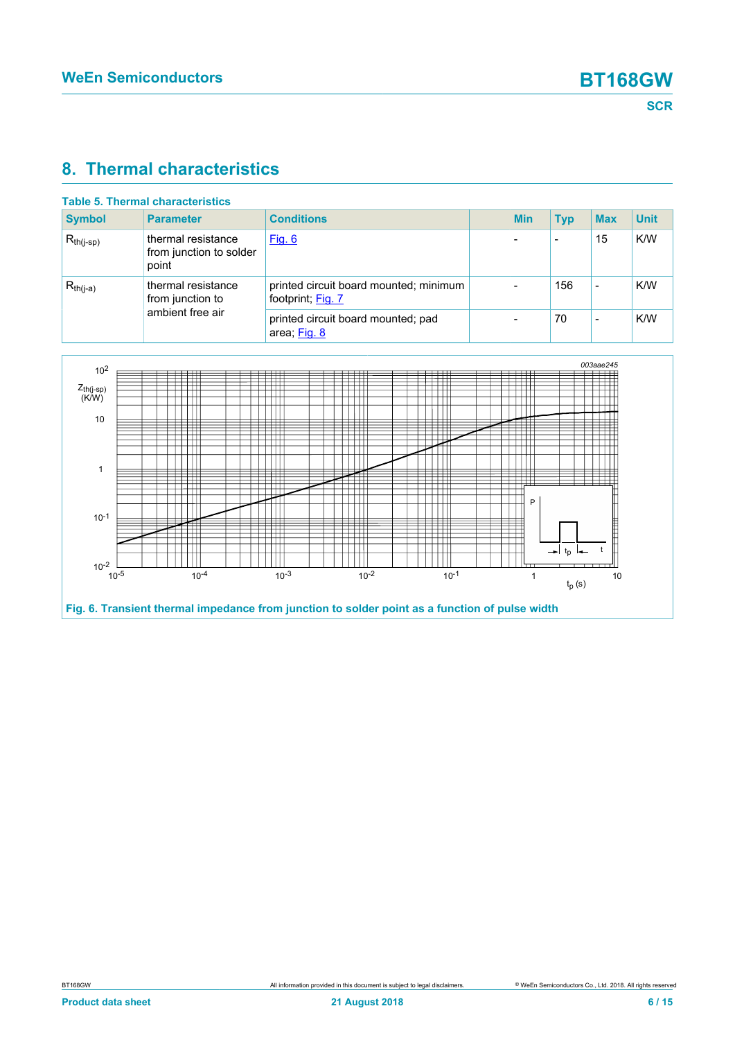# 8. Thermal characteristics

**Table 5. Thermal characteristics**

| Symbol | Parameter | Conditions | Min | Typ | Max | Unit |
|---|---|---|---|---|---|---|
| $R_{th(j-sp)}$ | thermal resistance from junction to solder point | Fig. 6 | - | - | 15 | K/W |
| $R_{th(j-a)}$ | thermal resistance from junction to ambient free air | printed circuit board mounted; minimum footprint; Fig. 7 | - | 156 | - | K/W |
| | | printed circuit board mounted; pad area; Fig. 8 | - | 70 | - | K/W |

Fig. 6. Transient thermal impedance from junction to solder point as a function of pulse width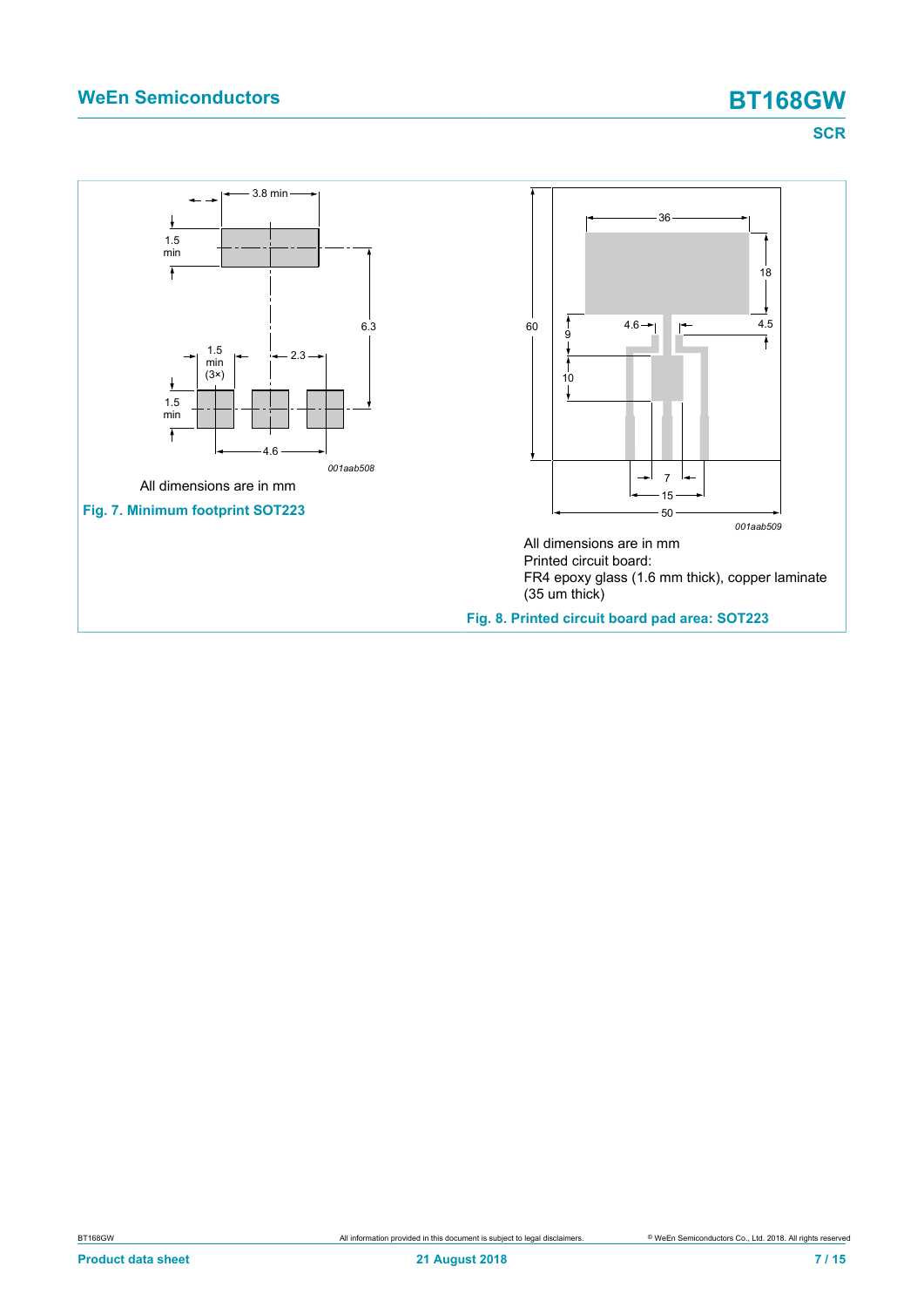All dimensions are in mm

Fig. 7. Minimum footprint SOT223

All dimensions are in mm

Printed circuit board:

FR4 epoxy glass (1.6 mm thick), copper laminate (35 um thick)

Fig. 8. Printed circuit board pad area: SOT223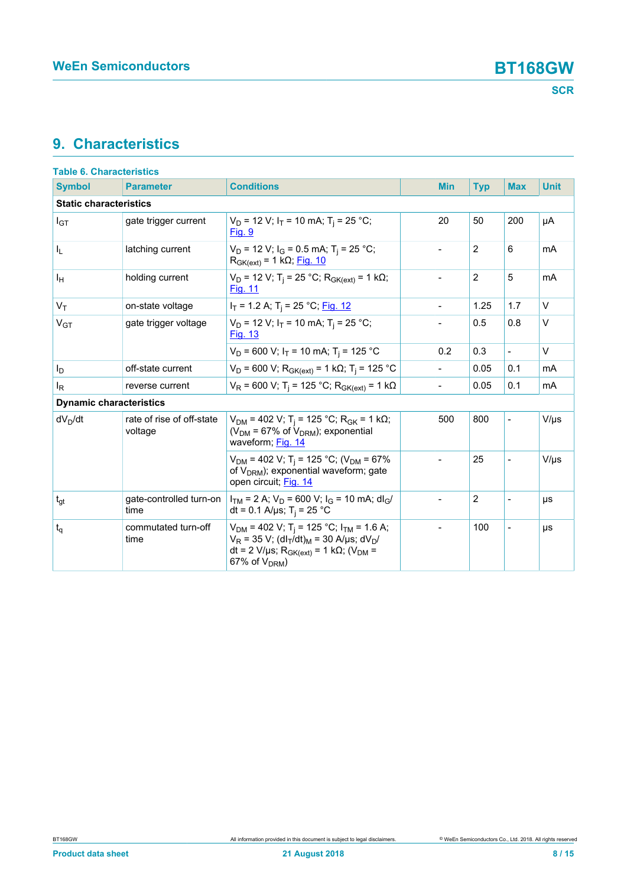## 9. Characteristics

**Table 6. Characteristics**

| Symbol | Parameter | Conditions | Min | Typ | Max | Unit |
|---|---|---|---|---|---|---|
| **Static characteristics** | | | | | | |
| $I_{GT}$ | gate trigger current | $V_D$ = 12 V; $I_T$ = 10 mA; $T_j$ = 25 °C; Fig. 9 | 20 | 50 | 200 | µA |
| $I_L$ | latching current | $V_D$ = 12 V; $I_G$ = 0.5 mA; $T_j$ = 25 °C; $R_{GK(ext)}$ = 1 kΩ; Fig. 10 | - | 2 | 6 | mA |
| $I_H$ | holding current | $V_D$ = 12 V; $T_j$ = 25 °C; $R_{GK(ext)}$ = 1 kΩ; Fig. 11 | - | 2 | 5 | mA |
| $V_T$ | on-state voltage | $I_T$ = 1.2 A; $T_j$ = 25 °C; Fig. 12 | - | 1.25 | 1.7 | V |
| $V_{GT}$ | gate trigger voltage | $V_D$ = 12 V; $I_T$ = 10 mA; $T_j$ = 25 °C; Fig. 13 | - | 0.5 | 0.8 | V |
| | | $V_D$ = 600 V; $I_T$ = 10 mA; $T_j$ = 125 °C | 0.2 | 0.3 | - | V |
| $I_D$ | off-state current | $V_D$ = 600 V; $R_{GK(ext)}$ = 1 kΩ; $T_j$ = 125 °C | - | 0.05 | 0.1 | mA |
| $I_R$ | reverse current | $V_R$ = 600 V; $T_j$ = 125 °C; $R_{GK(ext)}$ = 1 kΩ | - | 0.05 | 0.1 | mA |
| **Dynamic characteristics** | | | | | | |
| $dV_D/dt$ | rate of rise of off-state voltage | $V_{DM}$ = 402 V; $T_j$ = 125 °C; $R_{GK}$ = 1 kΩ; ($V_{DM}$ = 67% of $V_{DRM}$); exponential waveform; Fig. 14 | 500 | 800 | - | V/µs |
| | | $V_{DM}$ = 402 V; $T_j$ = 125 °C; ($V_{DM}$ = 67% of $V_{DRM}$); exponential waveform; gate open circuit; Fig. 14 | - | 25 | - | V/µs |
| $t_{gt}$ | gate-controlled turn-on time | $I_{TM}$ = 2 A; $V_D$ = 600 V; $I_G$ = 10 mA; $dI_G/dt$ = 0.1 A/µs; $T_j$ = 25 °C | - | 2 | - | µs |
| $t_q$ | commutated turn-off time | $V_{DM}$ = 402 V; $T_j$ = 125 °C; $I_{TM}$ = 1.6 A; $V_R$ = 35 V; $(dI_T/dt)_M$ = 30 A/µs; $dV_D/dt$ = 2 V/µs; $R_{GK(ext)}$ = 1 kΩ; ($V_{DM}$ = 67% of $V_{DRM}$) | - | 100 | - | µs |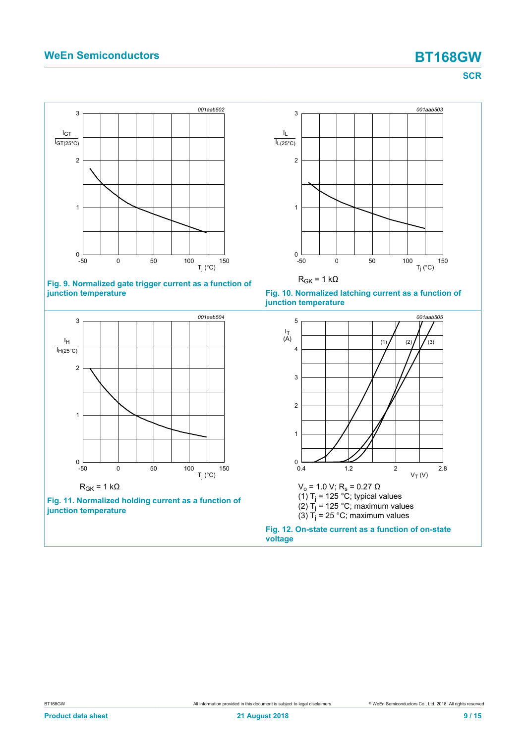001aab502

Fig. 9. Normalized gate trigger current as a function of junction temperature

001aab503

$R_{GK}$ = 1 kΩ

Fig. 10. Normalized latching current as a function of junction temperature

001aab504

$R_{GK}$ = 1 kΩ

Fig. 11. Normalized holding current as a function of junction temperature

001aab505

$V_o$ = 1.0 V; $R_s$ = 0.27 Ω

(1) $T_j$ = 125 °C; typical values

(2) $T_j$ = 125 °C; maximum values

(3) $T_j$ = 25 °C; maximum values

Fig. 12. On-state current as a function of on-state voltage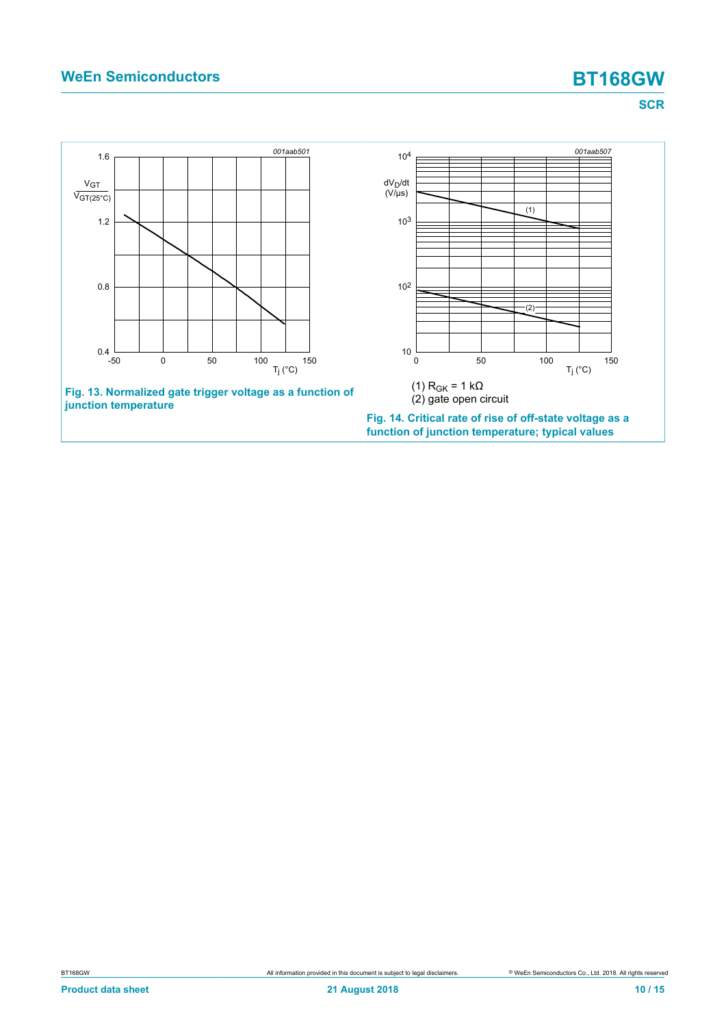Fig. 13. Normalized gate trigger voltage as a function of junction temperature

(1) $R_{GK}$ = 1 kΩ

(2) gate open circuit

Fig. 14. Critical rate of rise of off-state voltage as a function of junction temperature; typical values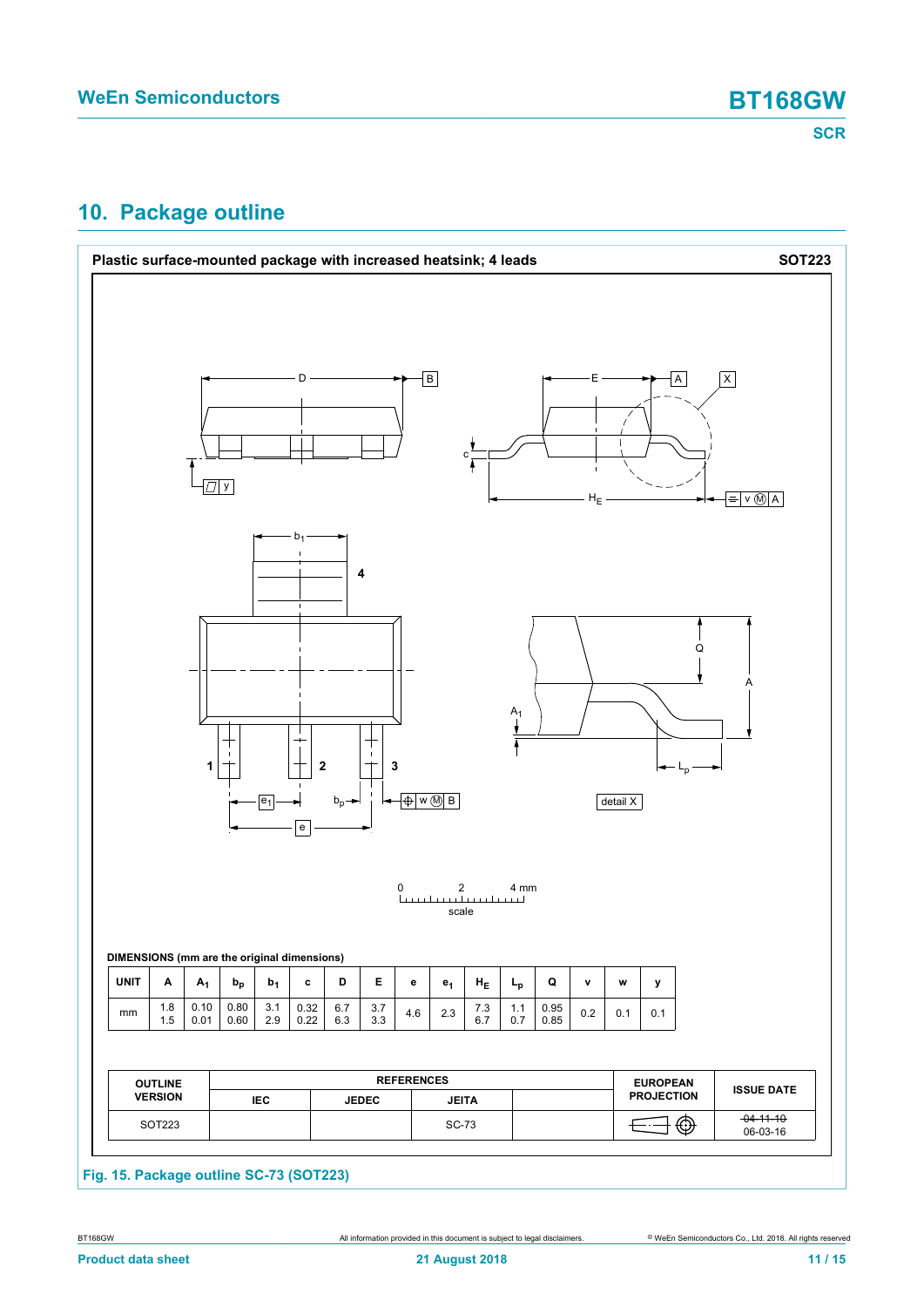## 10. Package outline

**Plastic surface-mounted package with increased heatsink; 4 leads** **SOT223**

DIMENSIONS (mm are the original dimensions)

| UNIT | A | $A_1$ | $b_p$ | $b_1$ | c | D | E | e | $e_1$ | $H_E$ | $L_p$ | Q | v | w | y |
|---|---|---|---|---|---|---|---|---|---|---|---|---|---|---|---|
| mm | 1.8<br>1.5 | 0.10<br>0.01 | 0.80<br>0.60 | 3.1<br>2.9 | 0.32<br>0.22 | 6.7<br>6.3 | 3.7<br>3.3 | 4.6 | 2.3 | 7.3<br>6.7 | 1.1<br>0.7 | 0.95<br>0.85 | 0.2 | 0.1 | 0.1 |

| OUTLINE VERSION | REFERENCES | | | | EUROPEAN PROJECTION | ISSUE DATE |
|---|---|---|---|---|---|---|
| | IEC | JEDEC | JEITA | | | |
| SOT223 | | | SC-73 | | | ~~04-11-10~~<br>06-03-16 |

Fig. 15. Package outline SC-73 (SOT223)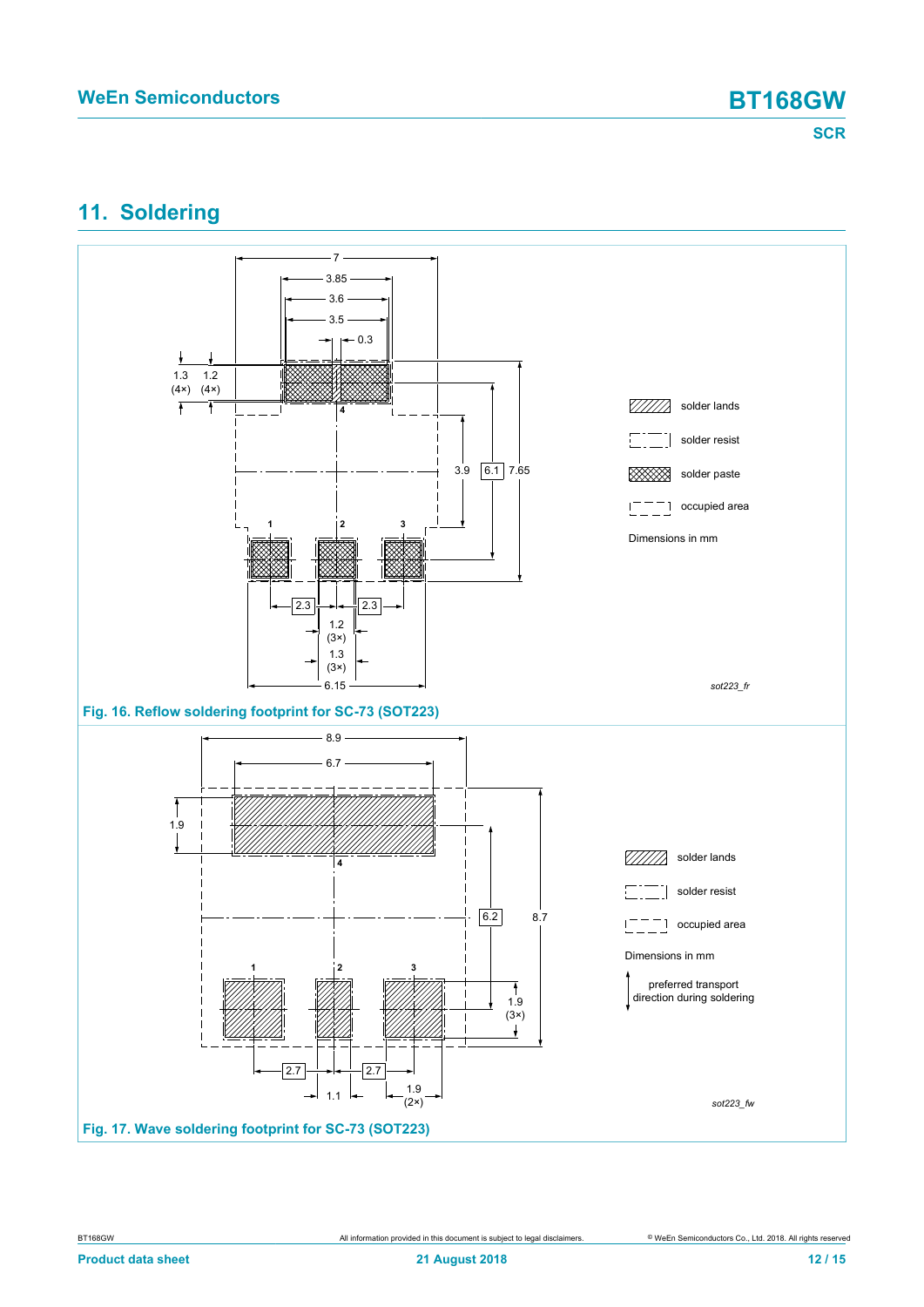## 11. Soldering

Fig. 16. Reflow soldering footprint for SC-73 (SOT223)

Fig. 17. Wave soldering footprint for SC-73 (SOT223)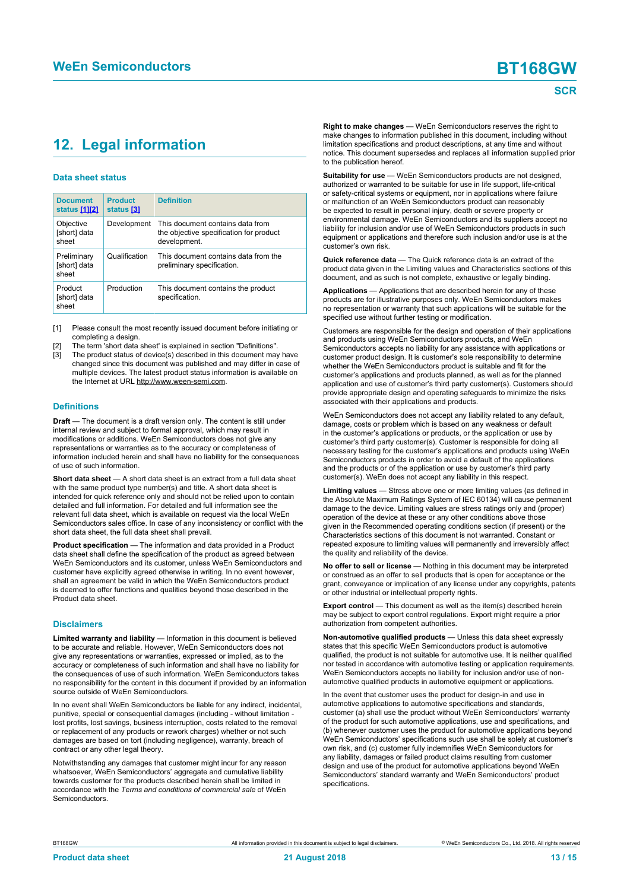## 12. Legal information

### Data sheet status

| Document status [1][2] | Product status [3] | Definition |
|---|---|---|
| Objective [short] data sheet | Development | This document contains data from the objective specification for product development. |
| Preliminary [short] data sheet | Qualification | This document contains data from the preliminary specification. |
| Product [short] data sheet | Production | This document contains the product specification. |

[1] Please consult the most recently issued document before initiating or completing a design.

[2] The term 'short data sheet' is explained in section "Definitions".

[3] The product status of device(s) described in this document may have changed since this document was published and may differ in case of multiple devices. The latest product status information is available on the Internet at URL http://www.ween-semi.com.

### Definitions

**Draft** — The document is a draft version only. The content is still under internal review and subject to formal approval, which may result in modifications or additions. WeEn Semiconductors does not give any representations or warranties as to the accuracy or completeness of information included herein and shall have no liability for the consequences of use of such information.

**Short data sheet** — A short data sheet is an extract from a full data sheet with the same product type number(s) and title. A short data sheet is intended for quick reference only and should not be relied upon to contain detailed and full information. For detailed and full information see the relevant full data sheet, which is available on request via the local WeEn Semiconductors sales office. In case of any inconsistency or conflict with the short data sheet, the full data sheet shall prevail.

**Product specification** — The information and data provided in a Product data sheet shall define the specification of the product as agreed between WeEn Semiconductors and its customer, unless WeEn Semiconductors and customer have explicitly agreed otherwise in writing. In no event however, shall an agreement be valid in which the WeEn Semiconductors product is deemed to offer functions and qualities beyond those described in the Product data sheet.

### Disclaimers

**Limited warranty and liability** — Information in this document is believed to be accurate and reliable. However, WeEn Semiconductors does not give any representations or warranties, expressed or implied, as to the accuracy or completeness of such information and shall have no liability for the consequences of use of such information. WeEn Semiconductors takes no responsibility for the content in this document if provided by an information source outside of WeEn Semiconductors.

In no event shall WeEn Semiconductors be liable for any indirect, incidental, punitive, special or consequential damages (including - without limitation - lost profits, lost savings, business interruption, costs related to the removal or replacement of any products or rework charges) whether or not such damages are based on tort (including negligence), warranty, breach of contract or any other legal theory.

Notwithstanding any damages that customer might incur for any reason whatsoever, WeEn Semiconductors' aggregate and cumulative liability towards customer for the products described herein shall be limited in accordance with the *Terms and conditions of commercial sale* of WeEn Semiconductors.

**Right to make changes** — WeEn Semiconductors reserves the right to make changes to information published in this document, including without limitation specifications and product descriptions, at any time and without notice. This document supersedes and replaces all information supplied prior to the publication hereof.

**Suitability for use** — WeEn Semiconductors products are not designed, authorized or warranted to be suitable for use in life support, life-critical or safety-critical systems or equipment, nor in applications where failure or malfunction of an WeEn Semiconductors product can reasonably be expected to result in personal injury, death or severe property or environmental damage. WeEn Semiconductors and its suppliers accept no liability for inclusion and/or use of WeEn Semiconductors products in such equipment or applications and therefore such inclusion and/or use is at the customer's own risk.

**Quick reference data** — The Quick reference data is an extract of the product data given in the Limiting values and Characteristics sections of this document, and as such is not complete, exhaustive or legally binding.

**Applications** — Applications that are described herein for any of these products are for illustrative purposes only. WeEn Semiconductors makes no representation or warranty that such applications will be suitable for the specified use without further testing or modification.

Customers are responsible for the design and operation of their applications and products using WeEn Semiconductors products, and WeEn Semiconductors accepts no liability for any assistance with applications or customer product design. It is customer's sole responsibility to determine whether the WeEn Semiconductors product is suitable and fit for the customer's applications and products planned, as well as for the planned application and use of customer's third party customer(s). Customers should provide appropriate design and operating safeguards to minimize the risks associated with their applications and products.

WeEn Semiconductors does not accept any liability related to any default, damage, costs or problem which is based on any weakness or default in the customer's applications or products, or the application or use by customer's third party customer(s). Customer is responsible for doing all necessary testing for the customer's applications and products using WeEn Semiconductors products in order to avoid a default of the applications and the products or of the application or use by customer's third party customer(s). WeEn does not accept any liability in this respect.

**Limiting values** — Stress above one or more limiting values (as defined in the Absolute Maximum Ratings System of IEC 60134) will cause permanent damage to the device. Limiting values are stress ratings only and (proper) operation of the device at these or any other conditions above those given in the Recommended operating conditions section (if present) or the Characteristics sections of this document is not warranted. Constant or repeated exposure to limiting values will permanently and irreversibly affect the quality and reliability of the device.

**No offer to sell or license** — Nothing in this document may be interpreted or construed as an offer to sell products that is open for acceptance or the grant, conveyance or implication of any license under any copyrights, patents or other industrial or intellectual property rights.

**Export control** — This document as well as the item(s) described herein may be subject to export control regulations. Export might require a prior authorization from competent authorities.

**Non-automotive qualified products** — Unless this data sheet expressly states that this specific WeEn Semiconductors product is automotive qualified, the product is not suitable for automotive use. It is neither qualified nor tested in accordance with automotive testing or application requirements. WeEn Semiconductors accepts no liability for inclusion and/or use of non-automotive qualified products in automotive equipment or applications.

In the event that customer uses the product for design-in and use in automotive applications to automotive specifications and standards, customer (a) shall use the product without WeEn Semiconductors' warranty of the product for such automotive applications, use and specifications, and (b) whenever customer uses the product for automotive applications beyond WeEn Semiconductors' specifications such use shall be solely at customer's own risk, and (c) customer fully indemnifies WeEn Semiconductors for any liability, damages or failed product claims resulting from customer design and use of the product for automotive applications beyond WeEn Semiconductors' standard warranty and WeEn Semiconductors' product specifications.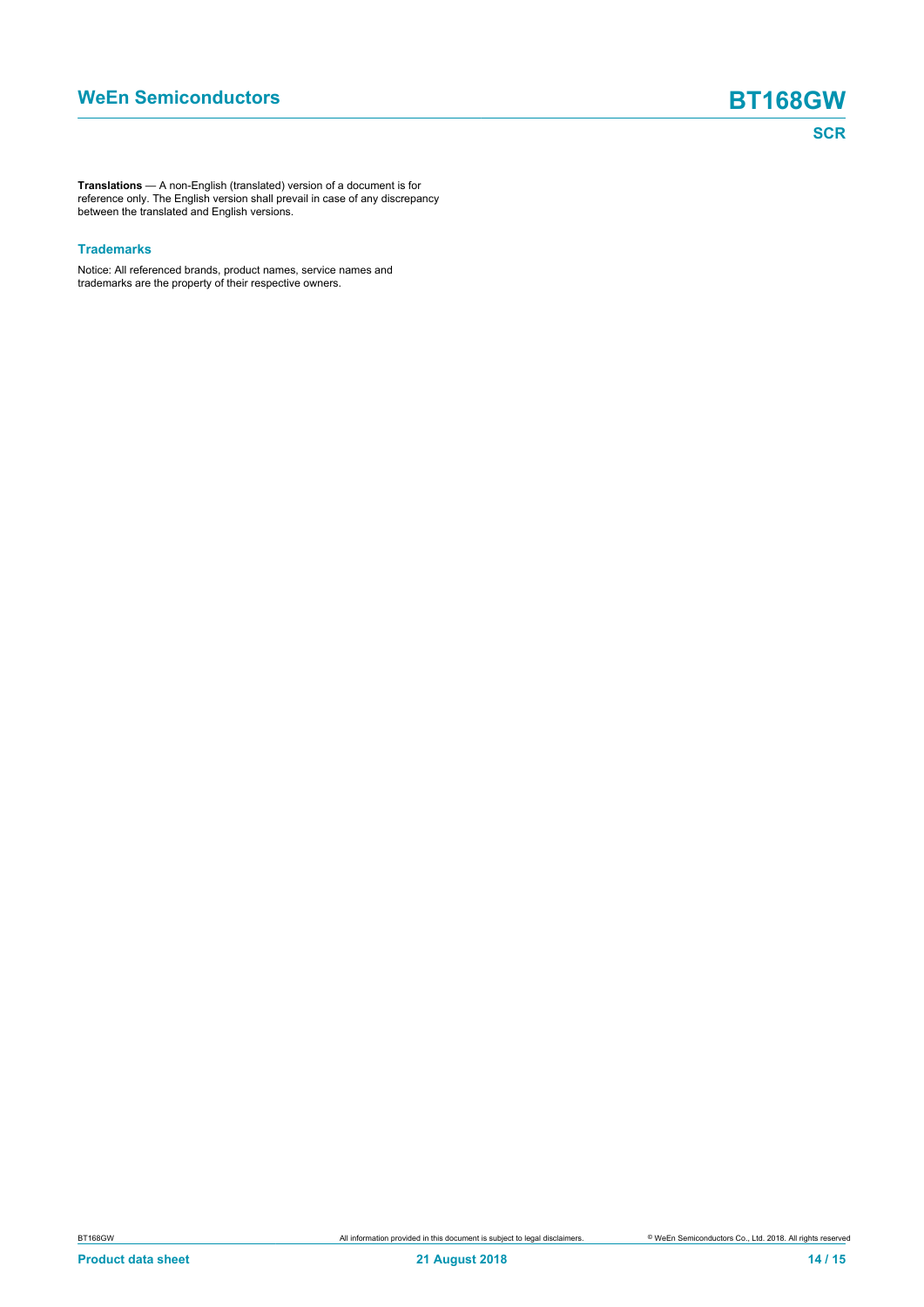**Translations** — A non-English (translated) version of a document is for reference only. The English version shall prevail in case of any discrepancy between the translated and English versions.

### Trademarks

Notice: All referenced brands, product names, service names and trademarks are the property of their respective owners.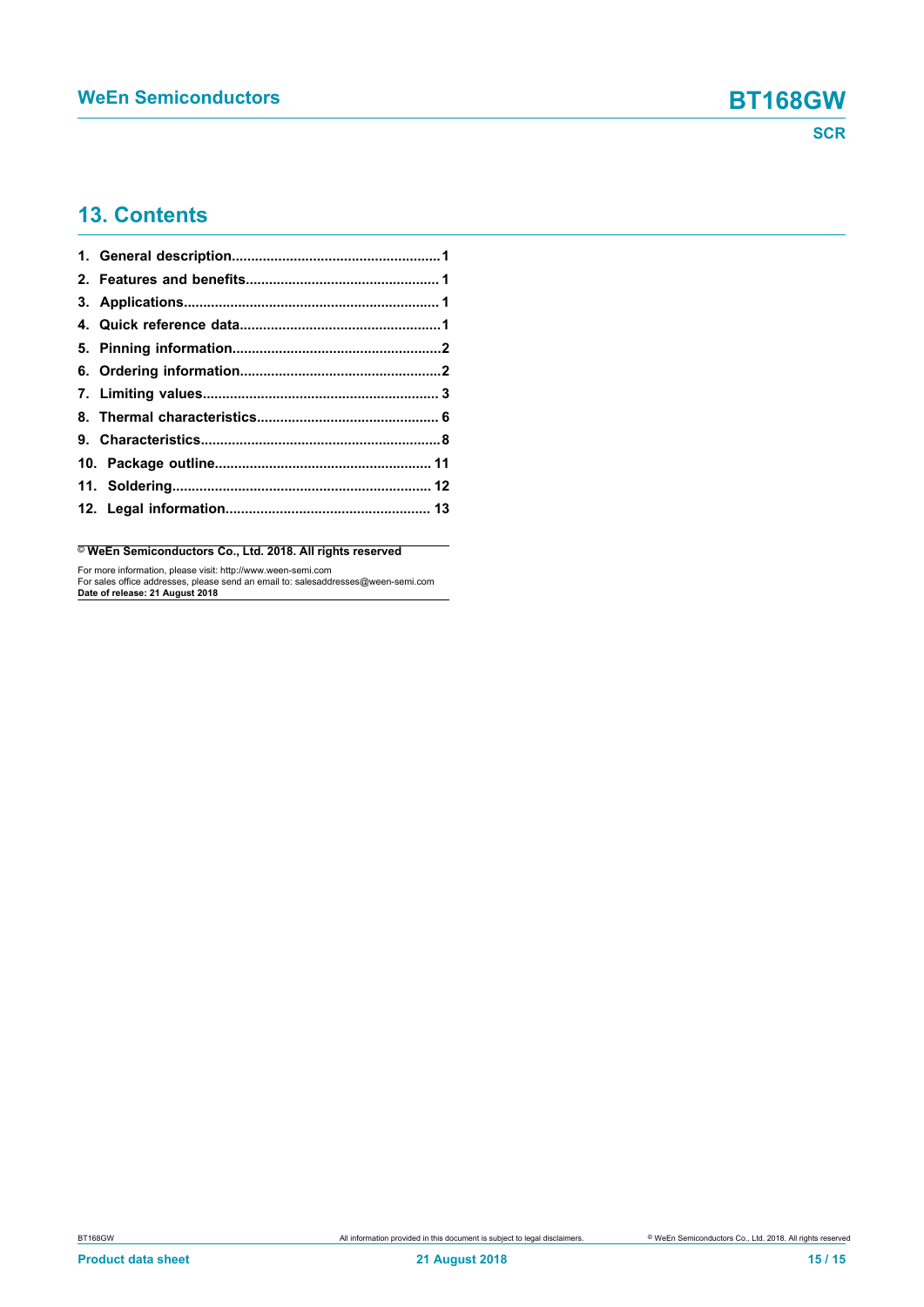## 13. Contents

1. General description.....................................................1
2. Features and benefits................................................. 1
3. Applications................................................................ 1
4. Quick reference data...................................................1
5. Pinning information.....................................................2
6. Ordering information...................................................2
7. Limiting values........................................................... 3
8. Thermal characteristics.............................................. 6
9. Characteristics.............................................................8
10. Package outline....................................................... 11
11. Soldering.................................................................. 12
12. Legal information.................................................... 13

**© WeEn Semiconductors Co., Ltd. 2018. All rights reserved**

For more information, please visit: http://www.ween-semi.com
For sales office addresses, please send an email to: salesaddresses@ween-semi.com
**Date of release: 21 August 2018**